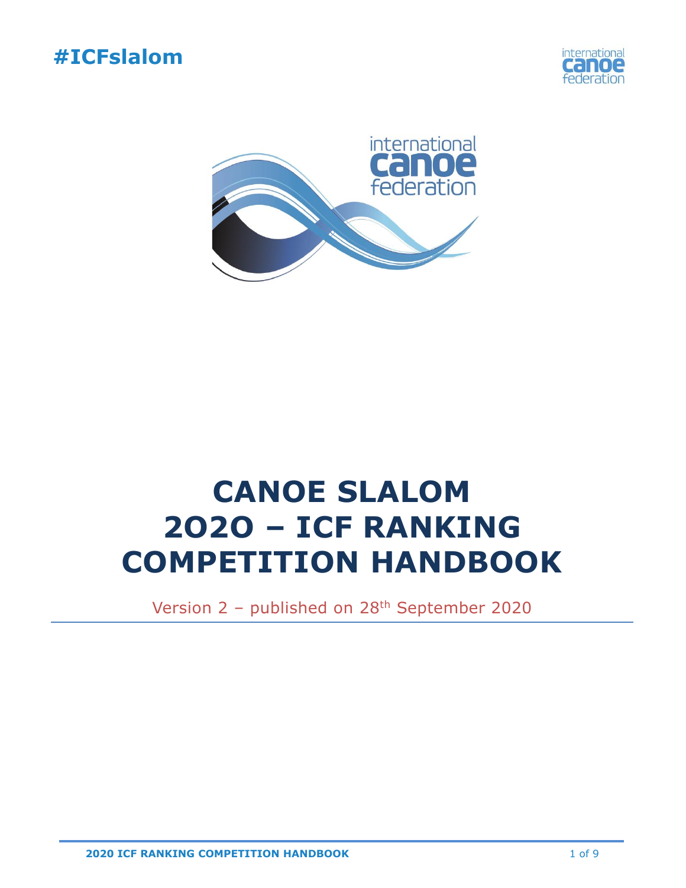#ICFslalom

# CANOE SLALOM 2O2O – ICF RANKING COMPETITION HANDBOOK

Version 2 – published on 28th September 2020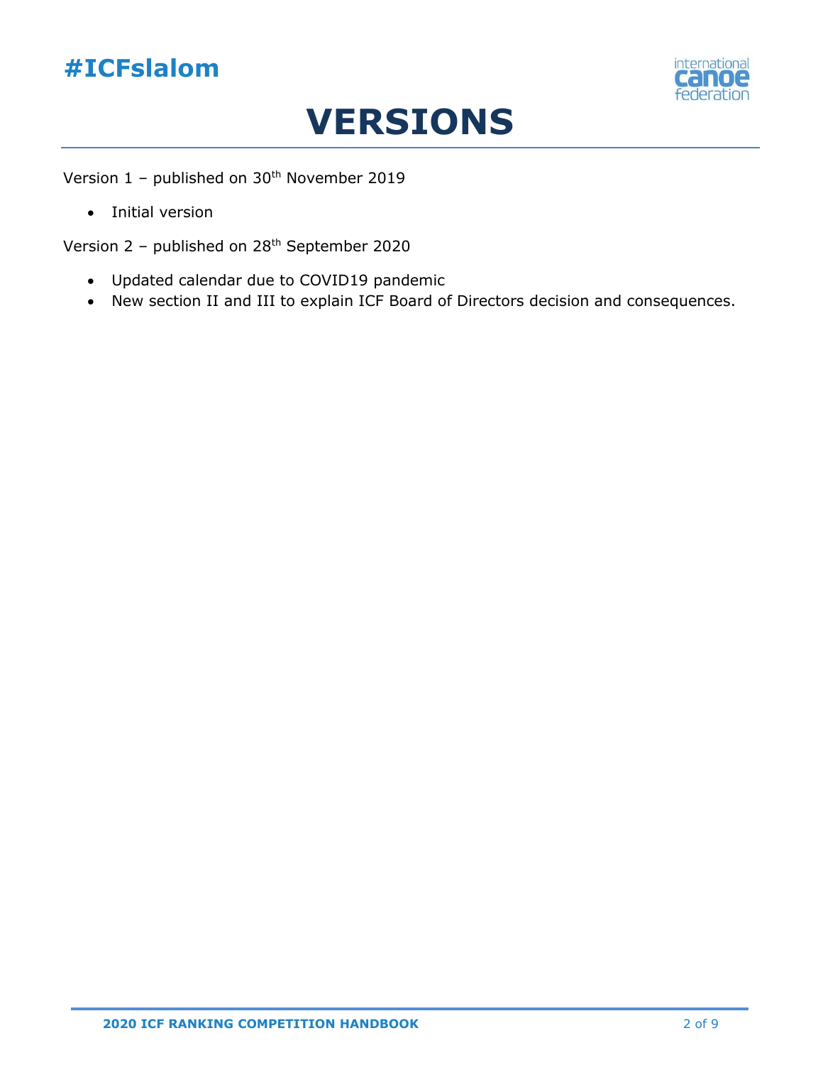# VERSIONS

Version 1 – published on 30th November 2019

- Initial version

Version 2 – published on 28th September 2020

- Updated calendar due to COVID19 pandemic
- New section II and III to explain ICF Board of Directors decision and consequences.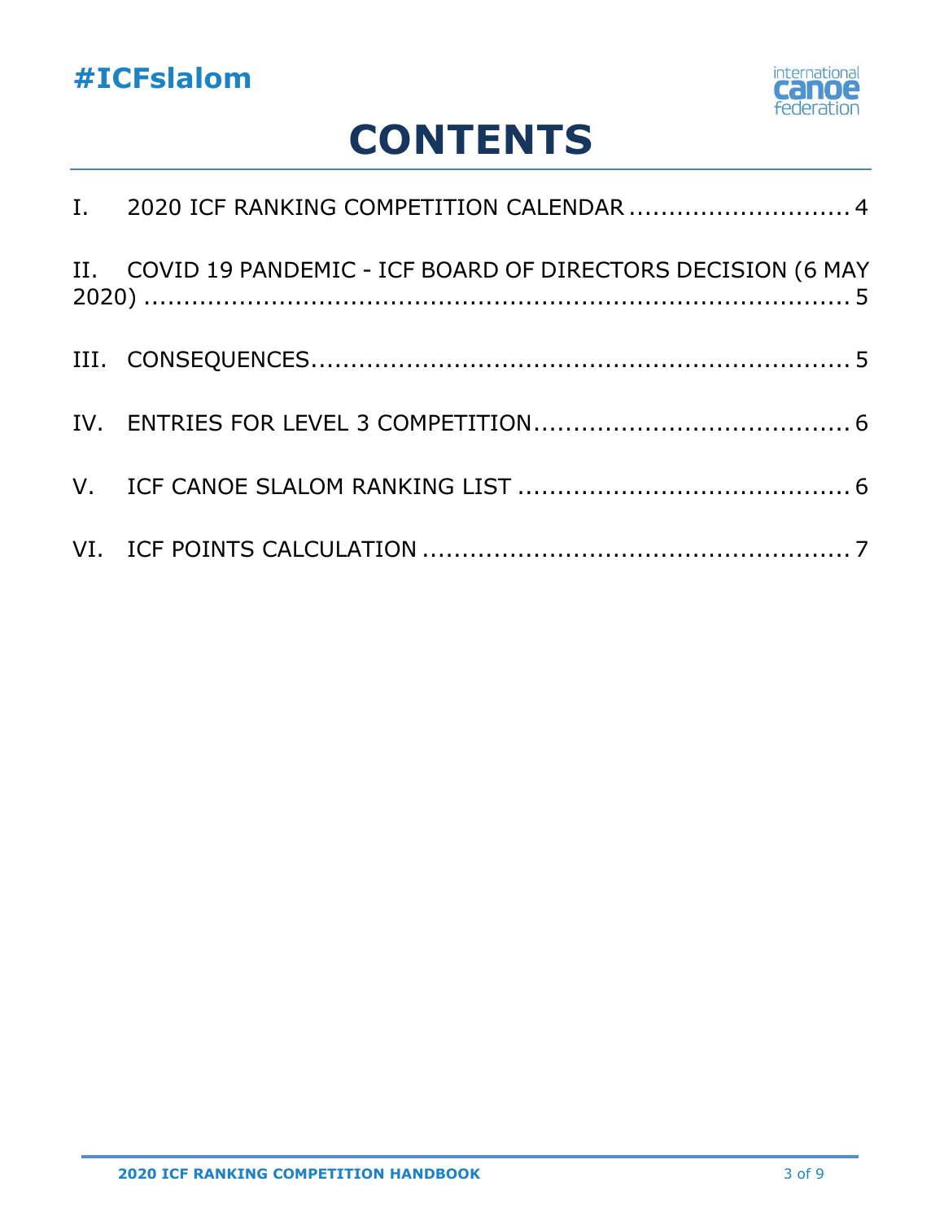# CONTENTS

I. 2020 ICF RANKING COMPETITION CALENDAR ........................... 4

II. COVID 19 PANDEMIC - ICF BOARD OF DIRECTORS DECISION (6 MAY 2020) ........................................................................... 5

III. CONSEQUENCES.................................................................. 5

IV. ENTRIES FOR LEVEL 3 COMPETITION....................................... 6

V. ICF CANOE SLALOM RANKING LIST .......................................... 6

VI. ICF POINTS CALCULATION ..................................................... 7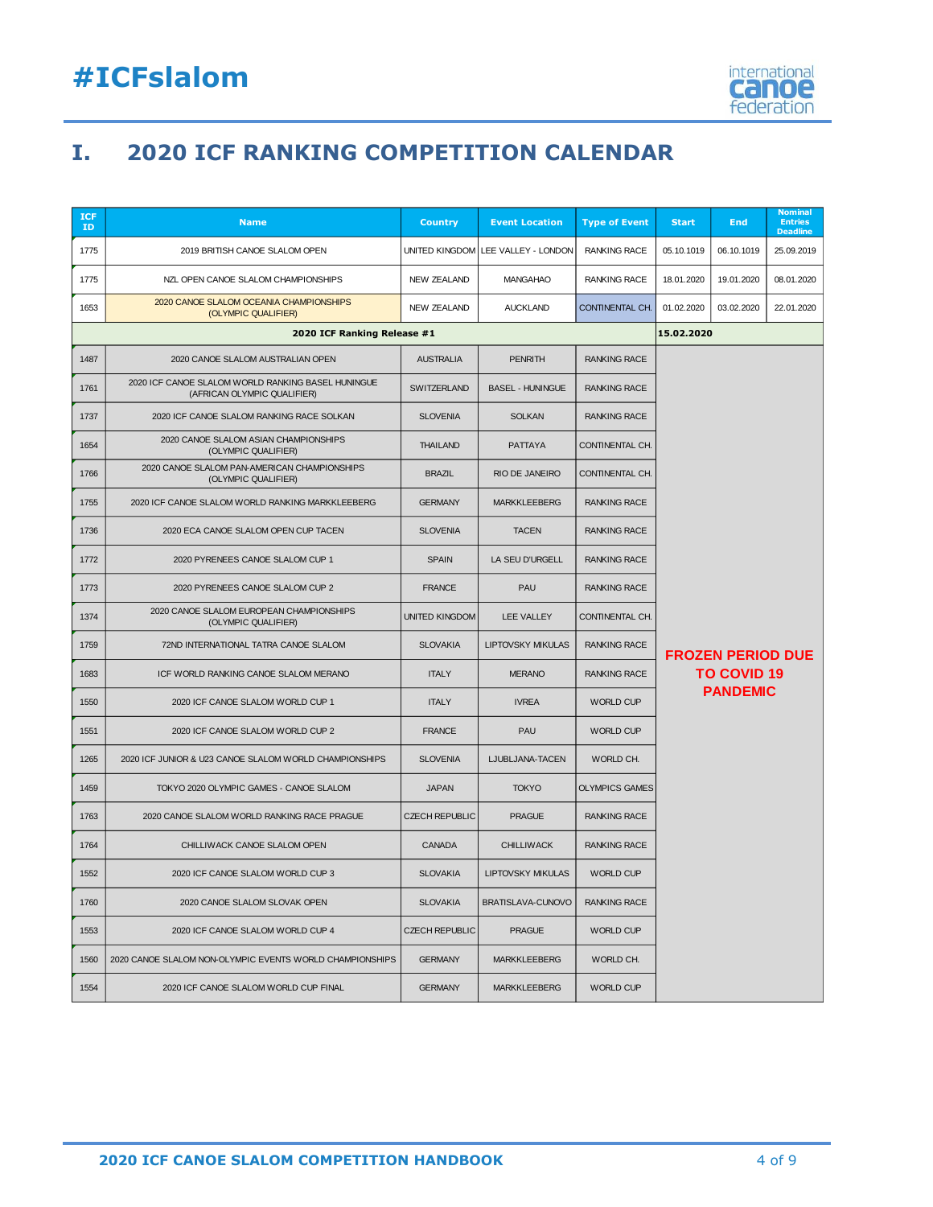# I. 2020 ICF RANKING COMPETITION CALENDAR

| ICF ID | Name | Country | Event Location | Type of Event | Start | End | Nominal Entries Deadline |
|---|---|---|---|---|---|---|---|
| 1775 | 2019 BRITISH CANOE SLALOM OPEN | UNITED KINGDOM | LEE VALLEY - LONDON | RANKING RACE | 05.10.1019 | 06.10.1019 | 25.09.2019 |
| 1775 | NZL OPEN CANOE SLALOM CHAMPIONSHIPS | NEW ZEALAND | MANGAHAO | RANKING RACE | 18.01.2020 | 19.01.2020 | 08.01.2020 |
| 1653 | 2020 CANOE SLALOM OCEANIA CHAMPIONSHIPS (OLYMPIC QUALIFIER) | NEW ZEALAND | AUCKLAND | CONTINENTAL CH. | 01.02.2020 | 03.02.2020 | 22.01.2020 |
| | **2020 ICF Ranking Release #1** | | | | **15.02.2020** | | |
| 1487 | 2020 CANOE SLALOM AUSTRALIAN OPEN | AUSTRALIA | PENRITH | RANKING RACE | **FROZEN PERIOD DUE TO COVID 19 PANDEMIC** | | |
| 1761 | 2020 ICF CANOE SLALOM WORLD RANKING BASEL HUNINGUE (AFRICAN OLYMPIC QUALIFIER) | SWITZERLAND | BASEL - HUNINGUE | RANKING RACE | | | |
| 1737 | 2020 ICF CANOE SLALOM RANKING RACE SOLKAN | SLOVENIA | SOLKAN | RANKING RACE | | | |
| 1654 | 2020 CANOE SLALOM ASIAN CHAMPIONSHIPS (OLYMPIC QUALIFIER) | THAILAND | PATTAYA | CONTINENTAL CH. | | | |
| 1766 | 2020 CANOE SLALOM PAN-AMERICAN CHAMPIONSHIPS (OLYMPIC QUALIFIER) | BRAZIL | RIO DE JANEIRO | CONTINENTAL CH. | | | |
| 1755 | 2020 ICF CANOE SLALOM WORLD RANKING MARKKLEEBERG | GERMANY | MARKKLEEBERG | RANKING RACE | | | |
| 1736 | 2020 ECA CANOE SLALOM OPEN CUP TACEN | SLOVENIA | TACEN | RANKING RACE | | | |
| 1772 | 2020 PYRENEES CANOE SLALOM CUP 1 | SPAIN | LA SEU D'URGELL | RANKING RACE | | | |
| 1773 | 2020 PYRENEES CANOE SLALOM CUP 2 | FRANCE | PAU | RANKING RACE | | | |
| 1374 | 2020 CANOE SLALOM EUROPEAN CHAMPIONSHIPS (OLYMPIC QUALIFIER) | UNITED KINGDOM | LEE VALLEY | CONTINENTAL CH. | | | |
| 1759 | 72ND INTERNATIONAL TATRA CANOE SLALOM | SLOVAKIA | LIPTOVSKY MIKULAS | RANKING RACE | | | |
| 1683 | ICF WORLD RANKING CANOE SLALOM MERANO | ITALY | MERANO | RANKING RACE | | | |
| 1550 | 2020 ICF CANOE SLALOM WORLD CUP 1 | ITALY | IVREA | WORLD CUP | | | |
| 1551 | 2020 ICF CANOE SLALOM WORLD CUP 2 | FRANCE | PAU | WORLD CUP | | | |
| 1265 | 2020 ICF JUNIOR & U23 CANOE SLALOM WORLD CHAMPIONSHIPS | SLOVENIA | LJUBLJANA-TACEN | WORLD CH. | | | |
| 1459 | TOKYO 2020 OLYMPIC GAMES - CANOE SLALOM | JAPAN | TOKYO | OLYMPICS GAMES | | | |
| 1763 | 2020 CANOE SLALOM WORLD RANKING RACE PRAGUE | CZECH REPUBLIC | PRAGUE | RANKING RACE | | | |
| 1764 | CHILLIWACK CANOE SLALOM OPEN | CANADA | CHILLIWACK | RANKING RACE | | | |
| 1552 | 2020 ICF CANOE SLALOM WORLD CUP 3 | SLOVAKIA | LIPTOVSKY MIKULAS | WORLD CUP | | | |
| 1760 | 2020 CANOE SLALOM SLOVAK OPEN | SLOVAKIA | BRATISLAVA-CUNOVO | RANKING RACE | | | |
| 1553 | 2020 ICF CANOE SLALOM WORLD CUP 4 | CZECH REPUBLIC | PRAGUE | WORLD CUP | | | |
| 1560 | 2020 CANOE SLALOM NON-OLYMPIC EVENTS WORLD CHAMPIONSHIPS | GERMANY | MARKKLEEBERG | WORLD CH. | | | |
| 1554 | 2020 ICF CANOE SLALOM WORLD CUP FINAL | GERMANY | MARKKLEEBERG | WORLD CUP | | | |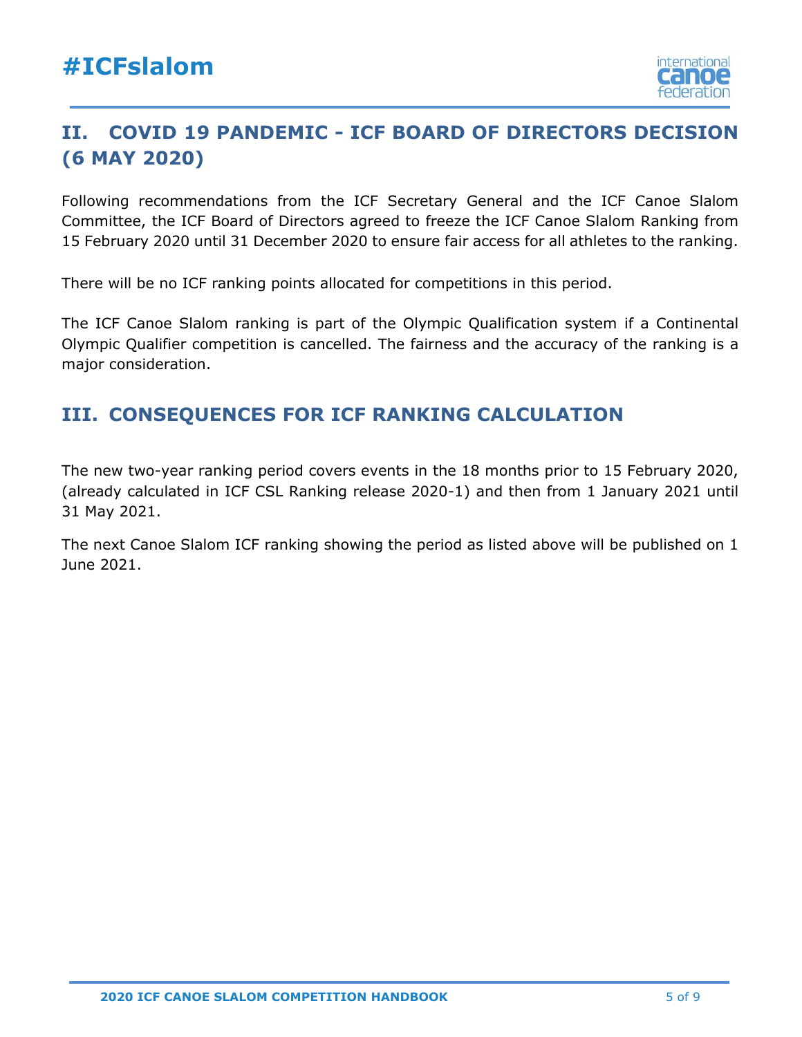## II. COVID 19 PANDEMIC - ICF BOARD OF DIRECTORS DECISION (6 MAY 2020)

Following recommendations from the ICF Secretary General and the ICF Canoe Slalom Committee, the ICF Board of Directors agreed to freeze the ICF Canoe Slalom Ranking from 15 February 2020 until 31 December 2020 to ensure fair access for all athletes to the ranking.

There will be no ICF ranking points allocated for competitions in this period.

The ICF Canoe Slalom ranking is part of the Olympic Qualification system if a Continental Olympic Qualifier competition is cancelled. The fairness and the accuracy of the ranking is a major consideration.

## III. CONSEQUENCES FOR ICF RANKING CALCULATION

The new two-year ranking period covers events in the 18 months prior to 15 February 2020, (already calculated in ICF CSL Ranking release 2020-1) and then from 1 January 2021 until 31 May 2021.

The next Canoe Slalom ICF ranking showing the period as listed above will be published on 1 June 2021.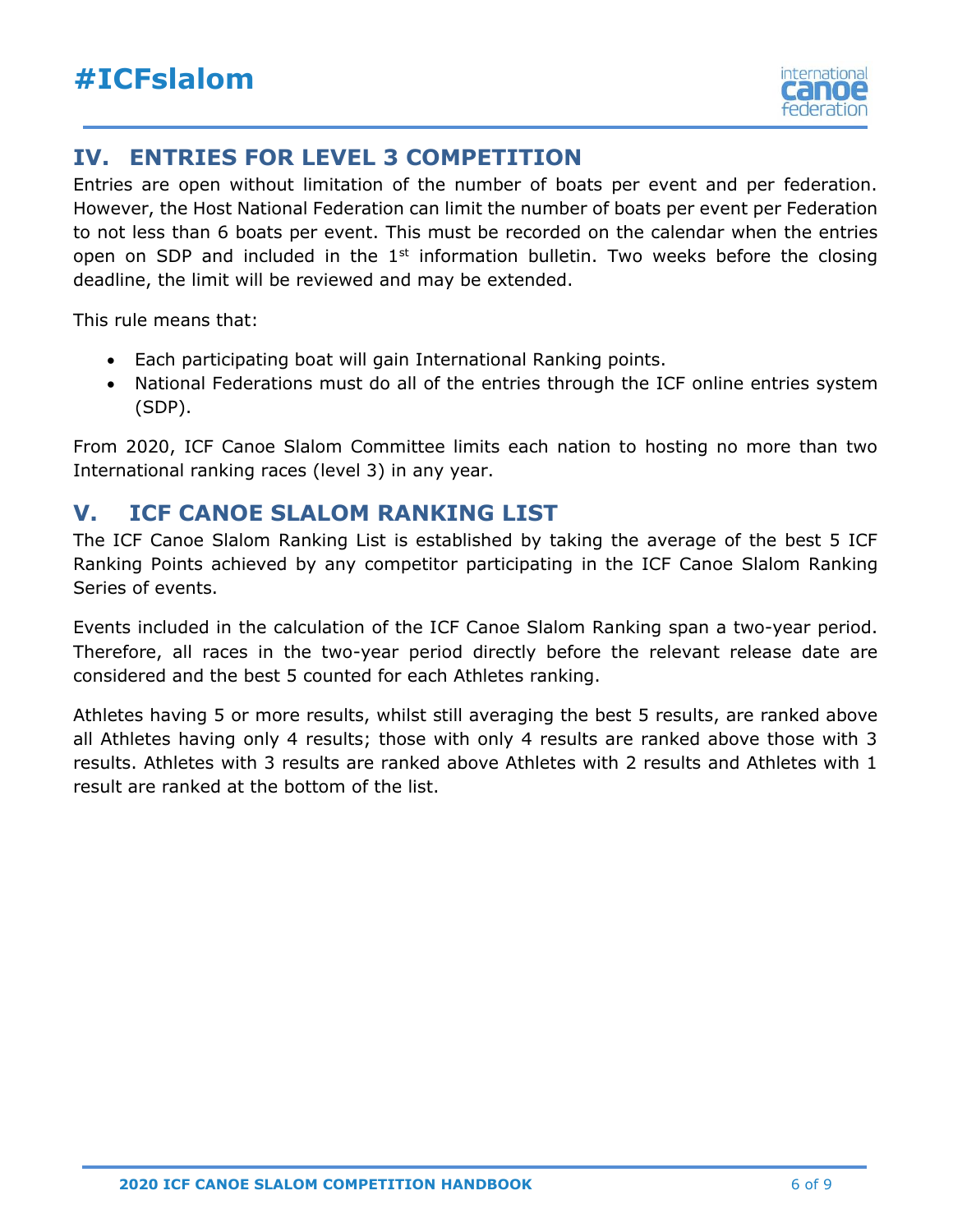## IV. ENTRIES FOR LEVEL 3 COMPETITION

Entries are open without limitation of the number of boats per event and per federation. However, the Host National Federation can limit the number of boats per event per Federation to not less than 6 boats per event. This must be recorded on the calendar when the entries open on SDP and included in the 1st information bulletin. Two weeks before the closing deadline, the limit will be reviewed and may be extended.

This rule means that:

- Each participating boat will gain International Ranking points.
- National Federations must do all of the entries through the ICF online entries system (SDP).

From 2020, ICF Canoe Slalom Committee limits each nation to hosting no more than two International ranking races (level 3) in any year.

## V. ICF CANOE SLALOM RANKING LIST

The ICF Canoe Slalom Ranking List is established by taking the average of the best 5 ICF Ranking Points achieved by any competitor participating in the ICF Canoe Slalom Ranking Series of events.

Events included in the calculation of the ICF Canoe Slalom Ranking span a two-year period. Therefore, all races in the two-year period directly before the relevant release date are considered and the best 5 counted for each Athletes ranking.

Athletes having 5 or more results, whilst still averaging the best 5 results, are ranked above all Athletes having only 4 results; those with only 4 results are ranked above those with 3 results. Athletes with 3 results are ranked above Athletes with 2 results and Athletes with 1 result are ranked at the bottom of the list.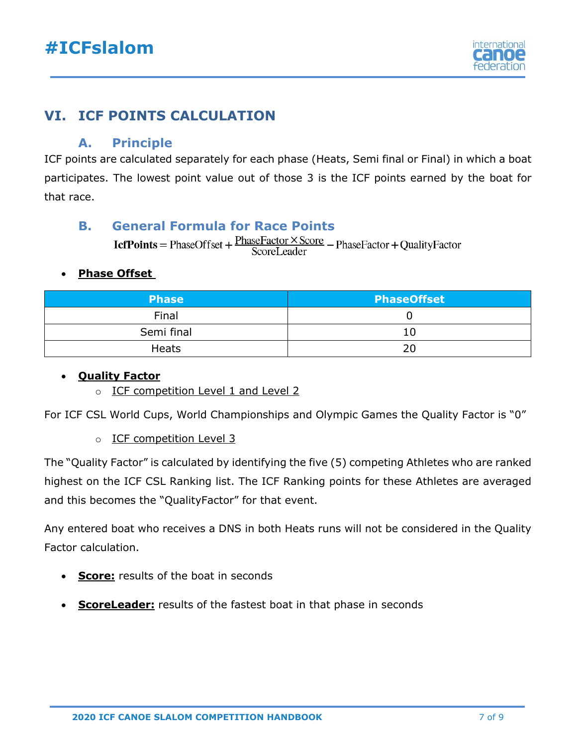## VI. ICF POINTS CALCULATION

### A. Principle

ICF points are calculated separately for each phase (Heats, Semi final or Final) in which a boat participates. The lowest point value out of those 3 is the ICF points earned by the boat for that race.

### B. General Formula for Race Points

$$\textbf{IcfPoints} = \text{PhaseOffset} + \frac{\text{PhaseFactor} \times \text{Score}}{\text{ScoreLeader}} - \text{PhaseFactor} + \text{QualityFactor}$$

- **Phase Offset**

| Phase | PhaseOffset |
|---|---|
| Final | 0 |
| Semi final | 10 |
| Heats | 20 |

- **Quality Factor**
  - ICF competition Level 1 and Level 2

For ICF CSL World Cups, World Championships and Olympic Games the Quality Factor is "0"

  - ICF competition Level 3

The "Quality Factor" is calculated by identifying the five (5) competing Athletes who are ranked highest on the ICF CSL Ranking list. The ICF Ranking points for these Athletes are averaged and this becomes the "QualityFactor" for that event.

Any entered boat who receives a DNS in both Heats runs will not be considered in the Quality Factor calculation.

- **Score:** results of the boat in seconds
- **ScoreLeader:** results of the fastest boat in that phase in seconds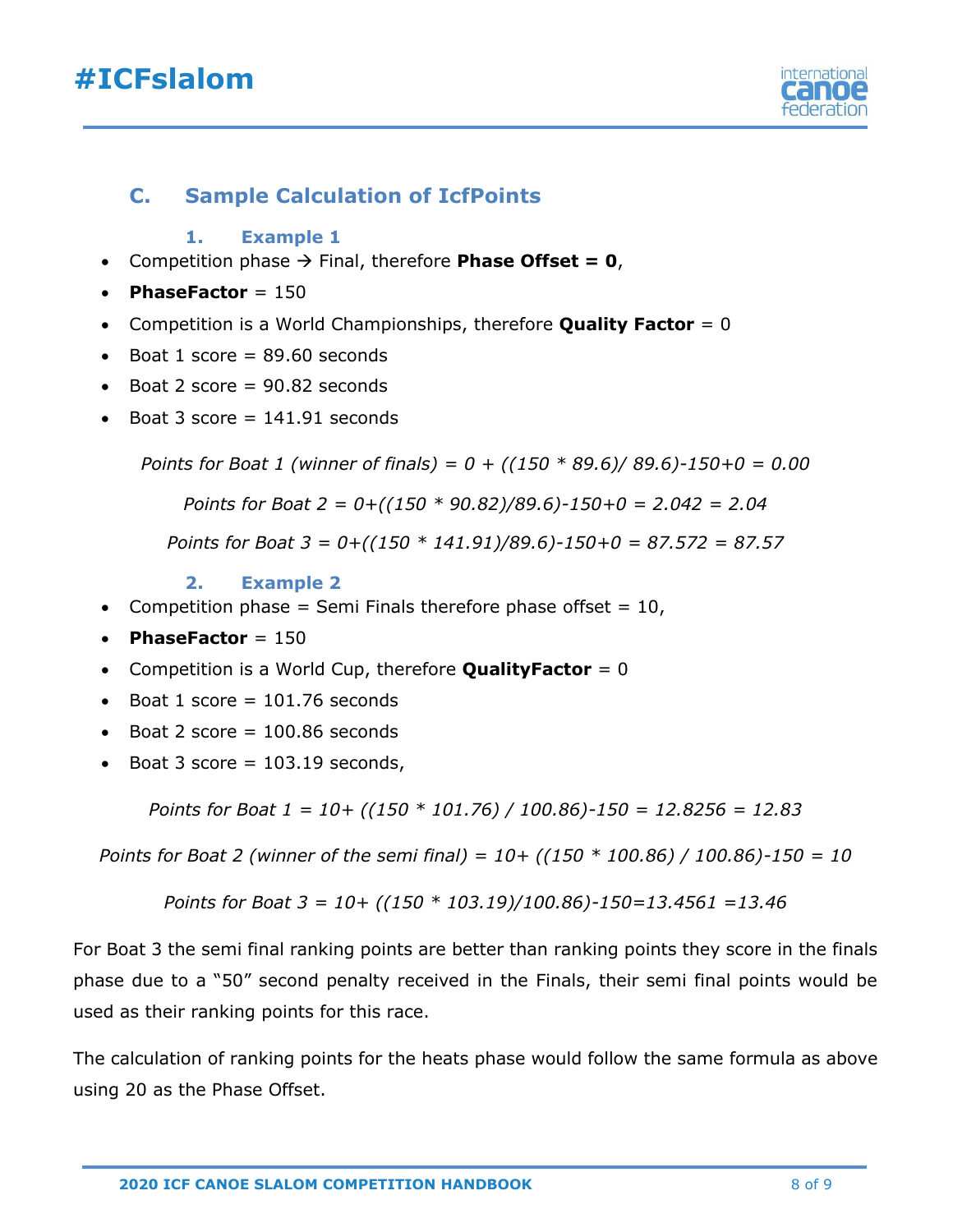## C. Sample Calculation of IcfPoints

### 1. Example 1

- Competition phase → Final, therefore **Phase Offset = 0**,
- **PhaseFactor** = 150
- Competition is a World Championships, therefore **Quality Factor** = 0
- Boat 1 score = 89.60 seconds
- Boat 2 score = 90.82 seconds
- Boat 3 score = 141.91 seconds

*Points for Boat 1 (winner of finals) = 0 + ((150 * 89.6)/ 89.6)-150+0 = 0.00*

*Points for Boat 2 = 0+((150 * 90.82)/89.6)-150+0 = 2.042 = 2.04*

*Points for Boat 3 = 0+((150 * 141.91)/89.6)-150+0 = 87.572 = 87.57*

### 2. Example 2

- Competition phase = Semi Finals therefore phase offset = 10,
- **PhaseFactor** = 150
- Competition is a World Cup, therefore **QualityFactor** = 0
- Boat 1 score = 101.76 seconds
- Boat 2 score = 100.86 seconds
- Boat 3 score = 103.19 seconds,

*Points for Boat 1 = 10+ ((150 * 101.76) / 100.86)-150 = 12.8256 = 12.83*

*Points for Boat 2 (winner of the semi final) = 10+ ((150 * 100.86) / 100.86)-150 = 10*

*Points for Boat 3 = 10+ ((150 * 103.19)/100.86)-150=13.4561 =13.46*

For Boat 3 the semi final ranking points are better than ranking points they score in the finals phase due to a "50" second penalty received in the Finals, their semi final points would be used as their ranking points for this race.

The calculation of ranking points for the heats phase would follow the same formula as above using 20 as the Phase Offset.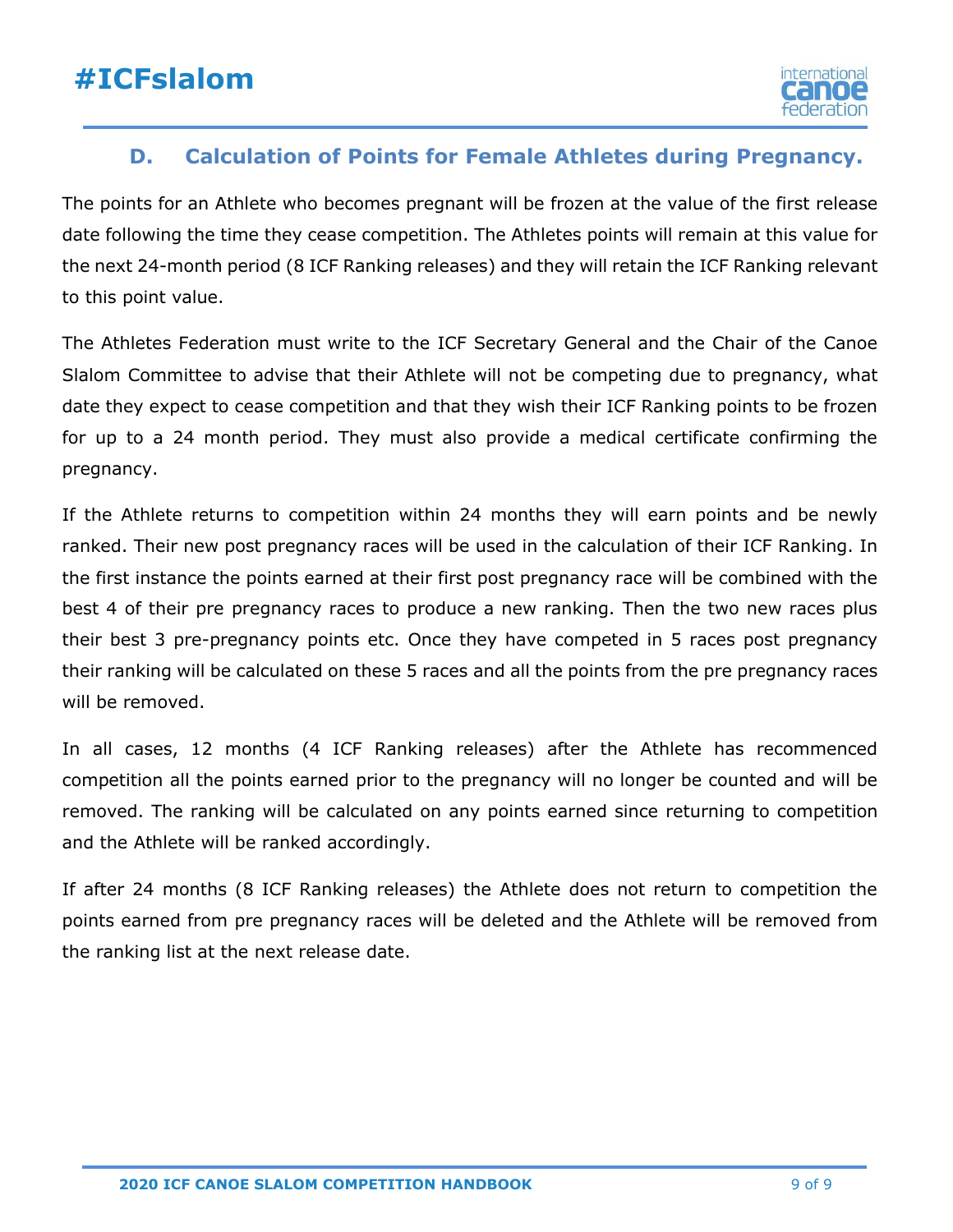## D. Calculation of Points for Female Athletes during Pregnancy.

The points for an Athlete who becomes pregnant will be frozen at the value of the first release date following the time they cease competition. The Athletes points will remain at this value for the next 24-month period (8 ICF Ranking releases) and they will retain the ICF Ranking relevant to this point value.

The Athletes Federation must write to the ICF Secretary General and the Chair of the Canoe Slalom Committee to advise that their Athlete will not be competing due to pregnancy, what date they expect to cease competition and that they wish their ICF Ranking points to be frozen for up to a 24 month period. They must also provide a medical certificate confirming the pregnancy.

If the Athlete returns to competition within 24 months they will earn points and be newly ranked. Their new post pregnancy races will be used in the calculation of their ICF Ranking. In the first instance the points earned at their first post pregnancy race will be combined with the best 4 of their pre pregnancy races to produce a new ranking. Then the two new races plus their best 3 pre-pregnancy points etc. Once they have competed in 5 races post pregnancy their ranking will be calculated on these 5 races and all the points from the pre pregnancy races will be removed.

In all cases, 12 months (4 ICF Ranking releases) after the Athlete has recommenced competition all the points earned prior to the pregnancy will no longer be counted and will be removed. The ranking will be calculated on any points earned since returning to competition and the Athlete will be ranked accordingly.

If after 24 months (8 ICF Ranking releases) the Athlete does not return to competition the points earned from pre pregnancy races will be deleted and the Athlete will be removed from the ranking list at the next release date.